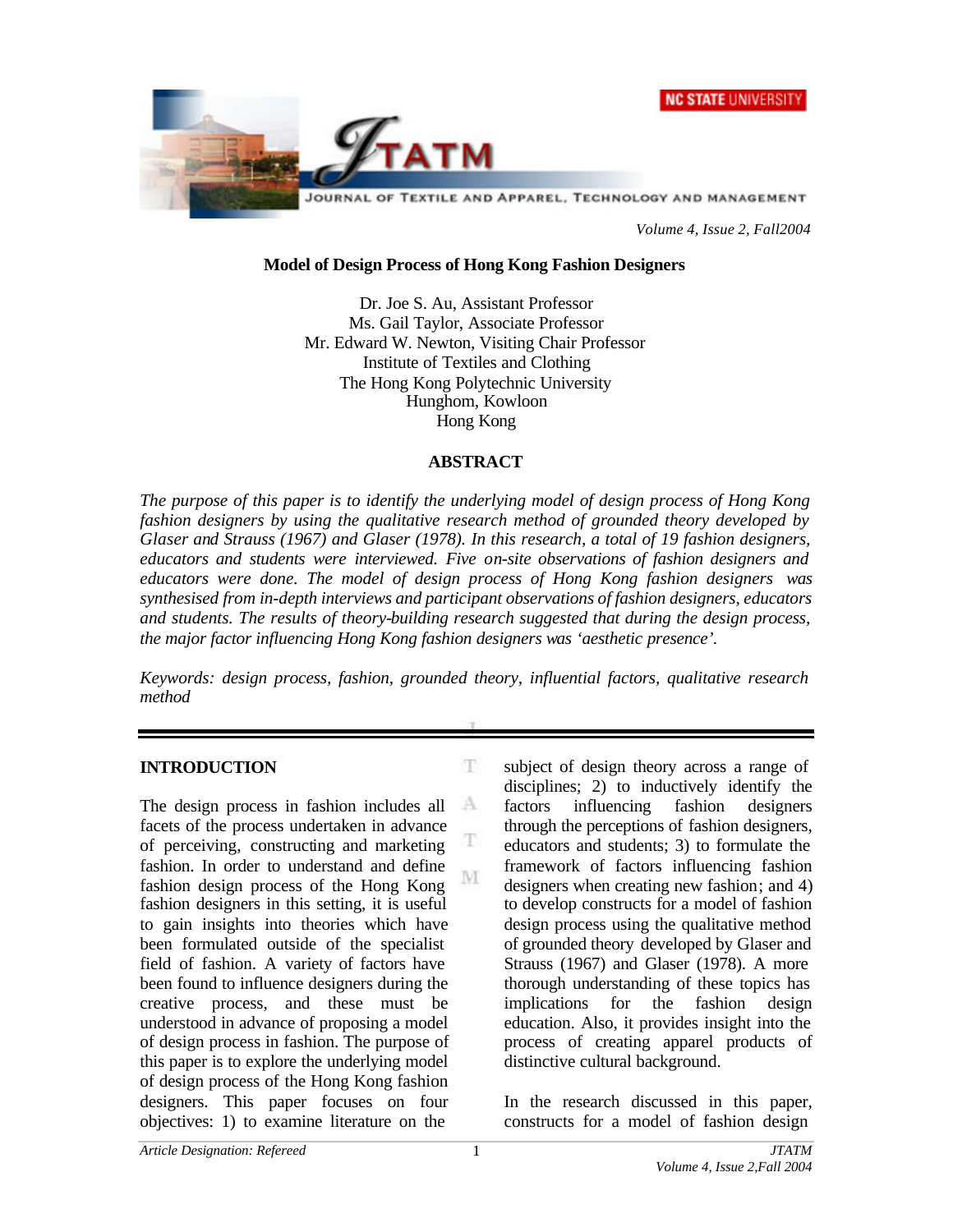# Model of Design Process of Hong Kong Fashion Designers

Dr. Joe S. Au, Assistant Professor
Ms. Gail Taylor, Associate Professor
Mr. Edward W. Newton, Visiting Chair Professor
Institute of Textiles and Clothing
The Hong Kong Polytechnic University
Hunghom, Kowloon
Hong Kong

## ABSTRACT

*The purpose of this paper is to identify the underlying model of design process of Hong Kong fashion designers by using the qualitative research method of grounded theory developed by Glaser and Strauss (1967) and Glaser (1978). In this research, a total of 19 fashion designers, educators and students were interviewed. Five on-site observations of fashion designers and educators were done. The model of design process of Hong Kong fashion designers was synthesised from in-depth interviews and participant observations of fashion designers, educators and students. The results of theory-building research suggested that during the design process, the major factor influencing Hong Kong fashion designers was 'aesthetic presence'.*

*Keywords: design process, fashion, grounded theory, influential factors, qualitative research method*

## INTRODUCTION

The design process in fashion includes all facets of the process undertaken in advance of perceiving, constructing and marketing fashion. In order to understand and define fashion design process of the Hong Kong fashion designers in this setting, it is useful to gain insights into theories which have been formulated outside of the specialist field of fashion. A variety of factors have been found to influence designers during the creative process, and these must be understood in advance of proposing a model of design process in fashion. The purpose of this paper is to explore the underlying model of design process of the Hong Kong fashion designers. This paper focuses on four objectives: 1) to examine literature on the subject of design theory across a range of disciplines; 2) to inductively identify the factors influencing fashion designers through the perceptions of fashion designers, educators and students; 3) to formulate the framework of factors influencing fashion designers when creating new fashion; and 4) to develop constructs for a model of fashion design process using the qualitative method of grounded theory developed by Glaser and Strauss (1967) and Glaser (1978). A more thorough understanding of these topics has implications for the fashion design education. Also, it provides insight into the process of creating apparel products of distinctive cultural background.

In the research discussed in this paper, constructs for a model of fashion design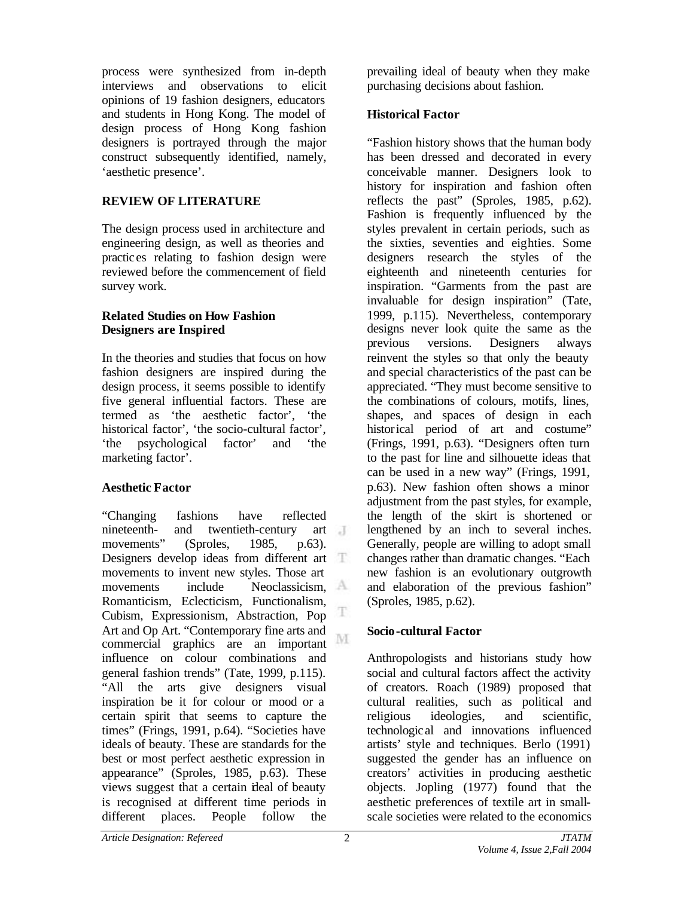process were synthesized from in-depth interviews and observations to elicit opinions of 19 fashion designers, educators and students in Hong Kong. The model of design process of Hong Kong fashion designers is portrayed through the major construct subsequently identified, namely, 'aesthetic presence'.

## REVIEW OF LITERATURE

The design process used in architecture and engineering design, as well as theories and practices relating to fashion design were reviewed before the commencement of field survey work.

### Related Studies on How Fashion Designers are Inspired

In the theories and studies that focus on how fashion designers are inspired during the design process, it seems possible to identify five general influential factors. These are termed as 'the aesthetic factor', 'the historical factor', 'the socio-cultural factor', 'the psychological factor' and 'the marketing factor'.

### Aesthetic Factor

"Changing fashions have reflected nineteenth- and twentieth-century art movements" (Sproles, 1985, p.63). Designers develop ideas from different art movements to invent new styles. Those art movements include Neoclassicism, Romanticism, Eclecticism, Functionalism, Cubism, Expressionism, Abstraction, Pop Art and Op Art. "Contemporary fine arts and commercial graphics are an important influence on colour combinations and general fashion trends" (Tate, 1999, p.115). "All the arts give designers visual inspiration be it for colour or mood or a certain spirit that seems to capture the times" (Frings, 1991, p.64). "Societies have ideals of beauty. These are standards for the best or most perfect aesthetic expression in appearance" (Sproles, 1985, p.63). These views suggest that a certain ideal of beauty is recognised at different time periods in different places. People follow the prevailing ideal of beauty when they make purchasing decisions about fashion.

### Historical Factor

"Fashion history shows that the human body has been dressed and decorated in every conceivable manner. Designers look to history for inspiration and fashion often reflects the past" (Sproles, 1985, p.62). Fashion is frequently influenced by the styles prevalent in certain periods, such as the sixties, seventies and eighties. Some designers research the styles of the eighteenth and nineteenth centuries for inspiration. "Garments from the past are invaluable for design inspiration" (Tate, 1999, p.115). Nevertheless, contemporary designs never look quite the same as the previous versions. Designers always reinvent the styles so that only the beauty and special characteristics of the past can be appreciated. "They must become sensitive to the combinations of colours, motifs, lines, shapes, and spaces of design in each historical period of art and costume" (Frings, 1991, p.63). "Designers often turn to the past for line and silhouette ideas that can be used in a new way" (Frings, 1991, p.63). New fashion often shows a minor adjustment from the past styles, for example, the length of the skirt is shortened or lengthened by an inch to several inches. Generally, people are willing to adopt small changes rather than dramatic changes. "Each new fashion is an evolutionary outgrowth and elaboration of the previous fashion" (Sproles, 1985, p.62).

### Socio-cultural Factor

Anthropologists and historians study how social and cultural factors affect the activity of creators. Roach (1989) proposed that cultural realities, such as political and religious ideologies, and scientific, technological and innovations influenced artists' style and techniques. Berlo (1991) suggested the gender has an influence on creators' activities in producing aesthetic objects. Jopling (1977) found that the aesthetic preferences of textile art in small-scale societies were related to the economics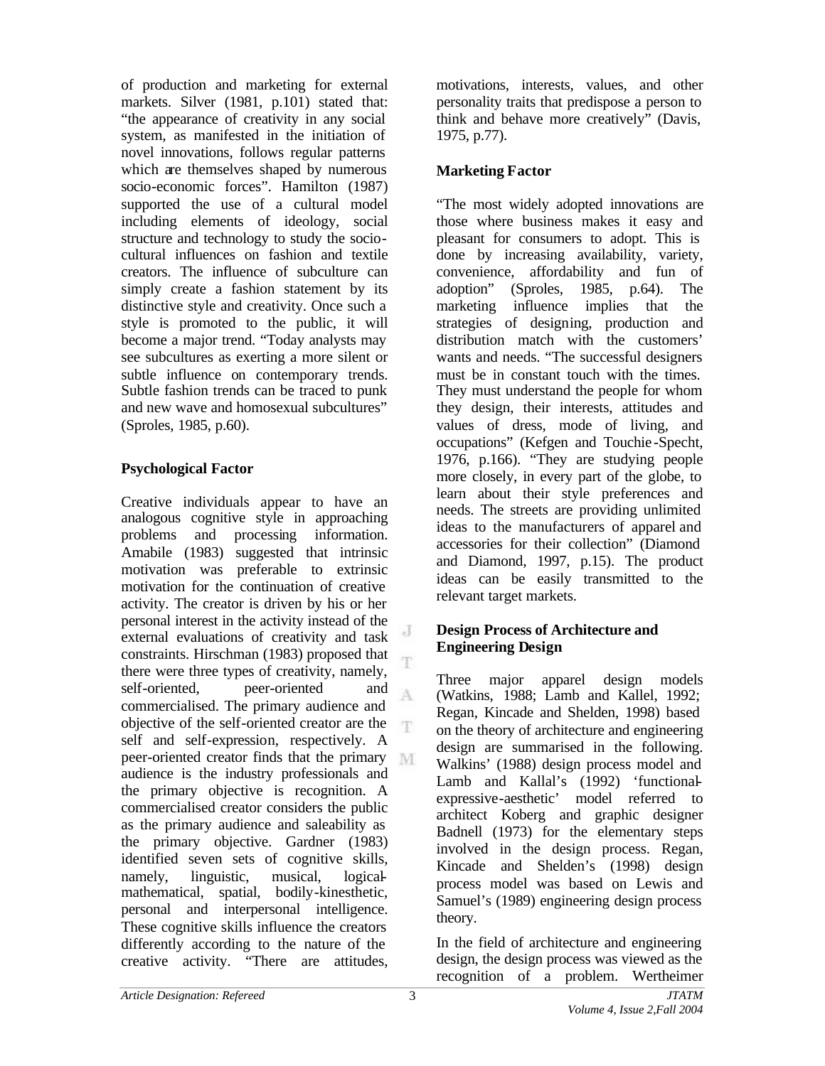of production and marketing for external markets. Silver (1981, p.101) stated that: "the appearance of creativity in any social system, as manifested in the initiation of novel innovations, follows regular patterns which are themselves shaped by numerous socio-economic forces". Hamilton (1987) supported the use of a cultural model including elements of ideology, social structure and technology to study the socio-cultural influences on fashion and textile creators. The influence of subculture can simply create a fashion statement by its distinctive style and creativity. Once such a style is promoted to the public, it will become a major trend. "Today analysts may see subcultures as exerting a more silent or subtle influence on contemporary trends. Subtle fashion trends can be traced to punk and new wave and homosexual subcultures" (Sproles, 1985, p.60).

**Psychological Factor**

Creative individuals appear to have an analogous cognitive style in approaching problems and processing information. Amabile (1983) suggested that intrinsic motivation was preferable to extrinsic motivation for the continuation of creative activity. The creator is driven by his or her personal interest in the activity instead of the external evaluations of creativity and task constraints. Hirschman (1983) proposed that there were three types of creativity, namely, self-oriented, peer-oriented and commercialised. The primary audience and objective of the self-oriented creator are the self and self-expression, respectively. A peer-oriented creator finds that the primary audience is the industry professionals and the primary objective is recognition. A commercialised creator considers the public as the primary audience and saleability as the primary objective. Gardner (1983) identified seven sets of cognitive skills, namely, linguistic, musical, logical-mathematical, spatial, bodily-kinesthetic, personal and interpersonal intelligence. These cognitive skills influence the creators differently according to the nature of the creative activity. "There are attitudes, motivations, interests, values, and other personality traits that predispose a person to think and behave more creatively" (Davis, 1975, p.77).

**Marketing Factor**

"The most widely adopted innovations are those where business makes it easy and pleasant for consumers to adopt. This is done by increasing availability, variety, convenience, affordability and fun of adoption" (Sproles, 1985, p.64). The marketing influence implies that the strategies of designing, production and distribution match with the customers' wants and needs. "The successful designers must be in constant touch with the times. They must understand the people for whom they design, their interests, attitudes and values of dress, mode of living, and occupations" (Kefgen and Touchie-Specht, 1976, p.166). "They are studying people more closely, in every part of the globe, to learn about their style preferences and needs. The streets are providing unlimited ideas to the manufacturers of apparel and accessories for their collection" (Diamond and Diamond, 1997, p.15). The product ideas can be easily transmitted to the relevant target markets.

**Design Process of Architecture and Engineering Design**

Three major apparel design models (Watkins, 1988; Lamb and Kallel, 1992; Regan, Kincade and Shelden, 1998) based on the theory of architecture and engineering design are summarised in the following. Walkins' (1988) design process model and Lamb and Kallal's (1992) 'functional-expressive-aesthetic' model referred to architect Koberg and graphic designer Badnell (1973) for the elementary steps involved in the design process. Regan, Kincade and Shelden's (1998) design process model was based on Lewis and Samuel's (1989) engineering design process theory.

In the field of architecture and engineering design, the design process was viewed as the recognition of a problem. Wertheimer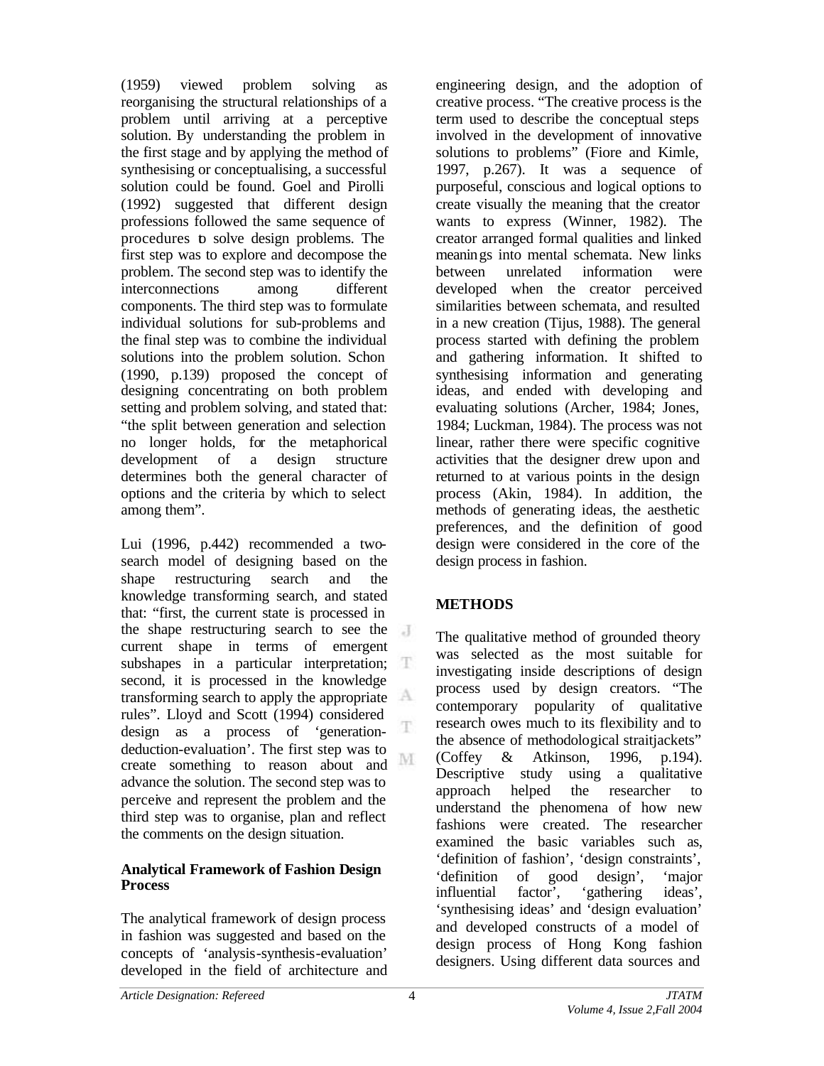(1959) viewed problem solving as reorganising the structural relationships of a problem until arriving at a perceptive solution. By understanding the problem in the first stage and by applying the method of synthesising or conceptualising, a successful solution could be found. Goel and Pirolli (1992) suggested that different design professions followed the same sequence of procedures to solve design problems. The first step was to explore and decompose the problem. The second step was to identify the interconnections among different components. The third step was to formulate individual solutions for sub-problems and the final step was to combine the individual solutions into the problem solution. Schon (1990, p.139) proposed the concept of designing concentrating on both problem setting and problem solving, and stated that: "the split between generation and selection no longer holds, for the metaphorical development of a design structure determines both the general character of options and the criteria by which to select among them".

Lui (1996, p.442) recommended a two-search model of designing based on the shape restructuring search and the knowledge transforming search, and stated that: "first, the current state is processed in the shape restructuring search to see the current shape in terms of emergent subshapes in a particular interpretation; second, it is processed in the knowledge transforming search to apply the appropriate rules". Lloyd and Scott (1994) considered design as a process of 'generation-deduction-evaluation'. The first step was to create something to reason about and advance the solution. The second step was to perceive and represent the problem and the third step was to organise, plan and reflect the comments on the design situation.

### Analytical Framework of Fashion Design Process

The analytical framework of design process in fashion was suggested and based on the concepts of 'analysis-synthesis-evaluation' developed in the field of architecture and engineering design, and the adoption of creative process. "The creative process is the term used to describe the conceptual steps involved in the development of innovative solutions to problems" (Fiore and Kimle, 1997, p.267). It was a sequence of purposeful, conscious and logical options to create visually the meaning that the creator wants to express (Winner, 1982). The creator arranged formal qualities and linked meanings into mental schemata. New links between unrelated information were developed when the creator perceived similarities between schemata, and resulted in a new creation (Tijus, 1988). The general process started with defining the problem and gathering information. It shifted to synthesising information and generating ideas, and ended with developing and evaluating solutions (Archer, 1984; Jones, 1984; Luckman, 1984). The process was not linear, rather there were specific cognitive activities that the designer drew upon and returned to at various points in the design process (Akin, 1984). In addition, the methods of generating ideas, the aesthetic preferences, and the definition of good design were considered in the core of the design process in fashion.

## METHODS

The qualitative method of grounded theory was selected as the most suitable for investigating inside descriptions of design process used by design creators. "The contemporary popularity of qualitative research owes much to its flexibility and to the absence of methodological straitjackets" (Coffey & Atkinson, 1996, p.194). Descriptive study using a qualitative approach helped the researcher to understand the phenomena of how new fashions were created. The researcher examined the basic variables such as, 'definition of fashion', 'design constraints', 'definition of good design', 'major influential factor', 'gathering ideas', 'synthesising ideas' and 'design evaluation' and developed constructs of a model of design process of Hong Kong fashion designers. Using different data sources and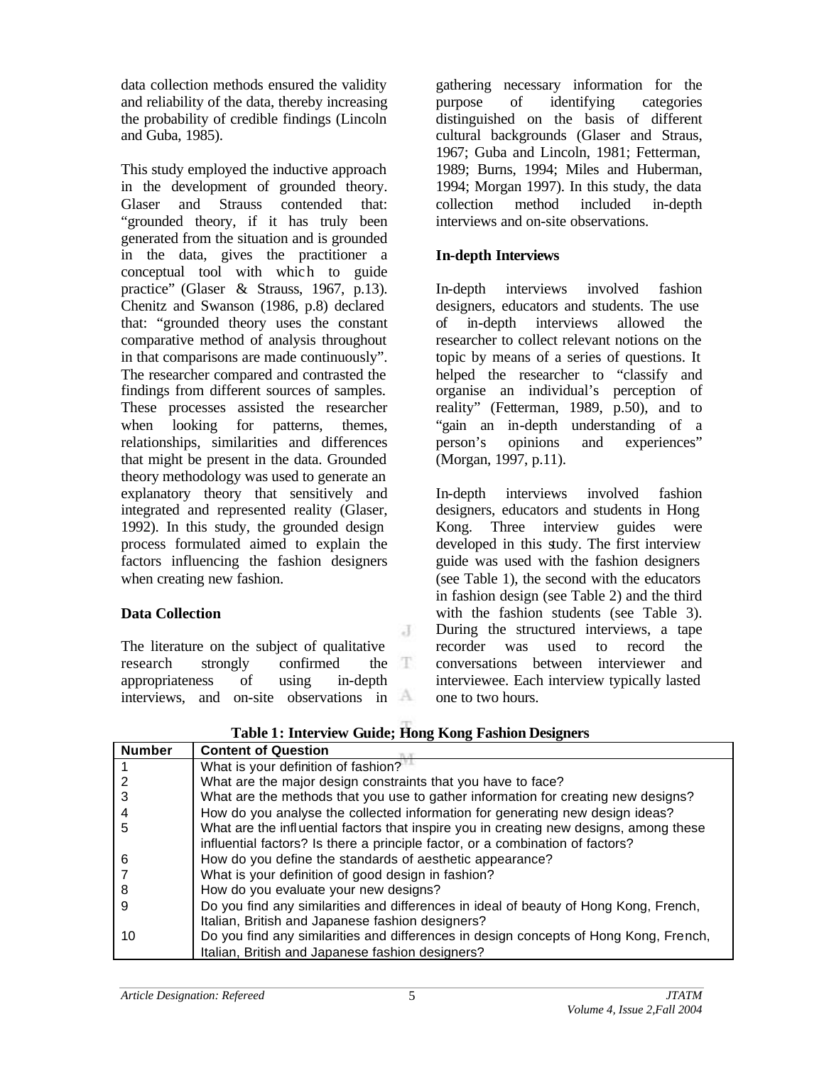data collection methods ensured the validity and reliability of the data, thereby increasing the probability of credible findings (Lincoln and Guba, 1985).

This study employed the inductive approach in the development of grounded theory. Glaser and Strauss contended that: "grounded theory, if it has truly been generated from the situation and is grounded in the data, gives the practitioner a conceptual tool with which to guide practice" (Glaser & Strauss, 1967, p.13). Chenitz and Swanson (1986, p.8) declared that: "grounded theory uses the constant comparative method of analysis throughout in that comparisons are made continuously". The researcher compared and contrasted the findings from different sources of samples. These processes assisted the researcher when looking for patterns, themes, relationships, similarities and differences that might be present in the data. Grounded theory methodology was used to generate an explanatory theory that sensitively and integrated and represented reality (Glaser, 1992). In this study, the grounded design process formulated aimed to explain the factors influencing the fashion designers when creating new fashion.

## Data Collection

The literature on the subject of qualitative research strongly confirmed the appropriateness of using in-depth interviews, and on-site observations in gathering necessary information for the purpose of identifying categories distinguished on the basis of different cultural backgrounds (Glaser and Straus, 1967; Guba and Lincoln, 1981; Fetterman, 1989; Burns, 1994; Miles and Huberman, 1994; Morgan 1997). In this study, the data collection method included in-depth interviews and on-site observations.

## In-depth Interviews

In-depth interviews involved fashion designers, educators and students. The use of in-depth interviews allowed the researcher to collect relevant notions on the topic by means of a series of questions. It helped the researcher to "classify and organise an individual's perception of reality" (Fetterman, 1989, p.50), and to "gain an in-depth understanding of a person's opinions and experiences" (Morgan, 1997, p.11).

In-depth interviews involved fashion designers, educators and students in Hong Kong. Three interview guides were developed in this study. The first interview guide was used with the fashion designers (see Table 1), the second with the educators in fashion design (see Table 2) and the third with the fashion students (see Table 3). During the structured interviews, a tape recorder was used to record the conversations between interviewer and interviewee. Each interview typically lasted one to two hours.

**Table 1: Interview Guide; Hong Kong Fashion Designers**

| Number | Content of Question |
|---|---|
| 1 | What is your definition of fashion? |
| 2 | What are the major design constraints that you have to face? |
| 3 | What are the methods that you use to gather information for creating new designs? |
| 4 | How do you analyse the collected information for generating new design ideas? |
| 5 | What are the influential factors that inspire you in creating new designs, among these influential factors? Is there a principle factor, or a combination of factors? |
| 6 | How do you define the standards of aesthetic appearance? |
| 7 | What is your definition of good design in fashion? |
| 8 | How do you evaluate your new designs? |
| 9 | Do you find any similarities and differences in ideal of beauty of Hong Kong, French, Italian, British and Japanese fashion designers? |
| 10 | Do you find any similarities and differences in design concepts of Hong Kong, French, Italian, British and Japanese fashion designers? |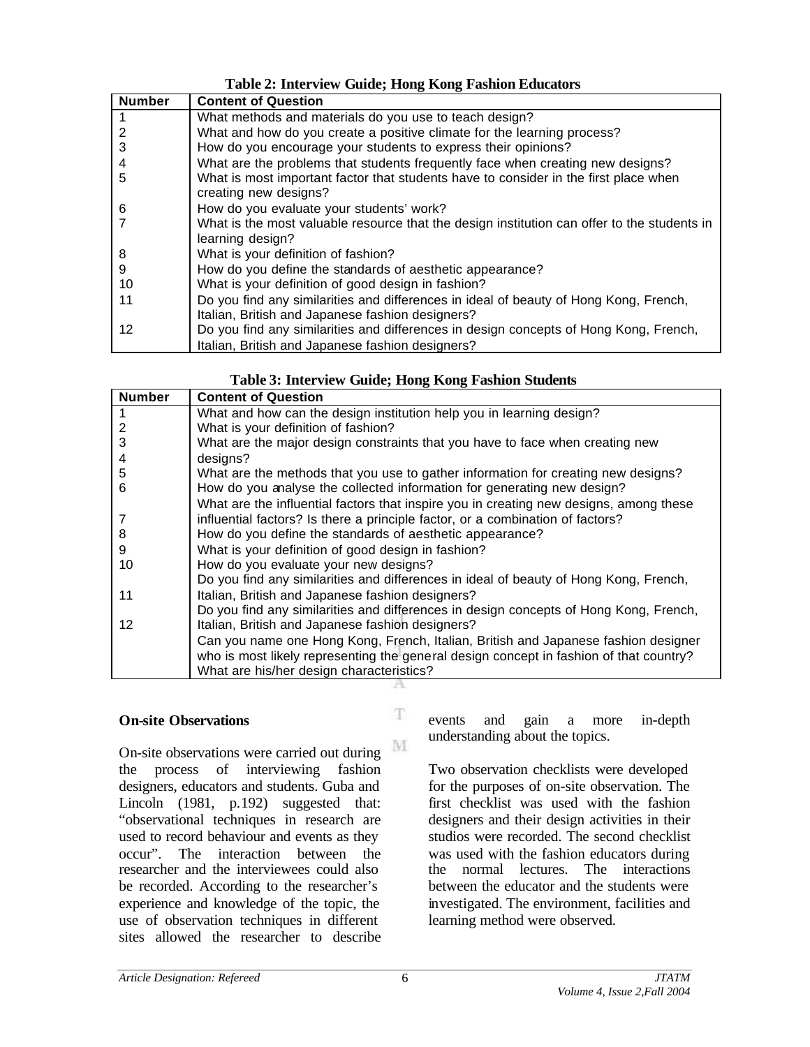**Table 2: Interview Guide; Hong Kong Fashion Educators**

| Number | Content of Question |
|---|---|
| 1 | What methods and materials do you use to teach design? |
| 2 | What and how do you create a positive climate for the learning process? |
| 3 | How do you encourage your students to express their opinions? |
| 4 | What are the problems that students frequently face when creating new designs? |
| 5 | What is most important factor that students have to consider in the first place when creating new designs? |
| 6 | How do you evaluate your students' work? |
| 7 | What is the most valuable resource that the design institution can offer to the students in learning design? |
| 8 | What is your definition of fashion? |
| 9 | How do you define the standards of aesthetic appearance? |
| 10 | What is your definition of good design in fashion? |
| 11 | Do you find any similarities and differences in ideal of beauty of Hong Kong, French, Italian, British and Japanese fashion designers? |
| 12 | Do you find any similarities and differences in design concepts of Hong Kong, French, Italian, British and Japanese fashion designers? |

**Table 3: Interview Guide; Hong Kong Fashion Students**

| Number | Content of Question |
|---|---|
| 1 | What and how can the design institution help you in learning design? |
| 2 | What is your definition of fashion? |
| 3<br>4 | What are the major design constraints that you have to face when creating new designs? |
| 5 | What are the methods that you use to gather information for creating new designs? |
| 6 | How do you analyse the collected information for generating new design? |
| 7 | What are the influential factors that inspire you in creating new designs, among these influential factors? Is there a principle factor, or a combination of factors? |
| 8 | How do you define the standards of aesthetic appearance? |
| 9 | What is your definition of good design in fashion? |
| 10 | How do you evaluate your new designs? |
| 11 | Do you find any similarities and differences in ideal of beauty of Hong Kong, French, Italian, British and Japanese fashion designers? |
| 12 | Do you find any similarities and differences in design concepts of Hong Kong, French, Italian, British and Japanese fashion designers? |
| | Can you name one Hong Kong, French, Italian, British and Japanese fashion designer who is most likely representing the general design concept in fashion of that country? What are his/her design characteristics? |

### On-site Observations

On-site observations were carried out during the process of interviewing fashion designers, educators and students. Guba and Lincoln (1981, p.192) suggested that: "observational techniques in research are used to record behaviour and events as they occur". The interaction between the researcher and the interviewees could also be recorded. According to the researcher's experience and knowledge of the topic, the use of observation techniques in different sites allowed the researcher to describe events and gain a more in-depth understanding about the topics.

Two observation checklists were developed for the purposes of on-site observation. The first checklist was used with the fashion designers and their design activities in their studios were recorded. The second checklist was used with the fashion educators during the normal lectures. The interactions between the educator and the students were investigated. The environment, facilities and learning method were observed.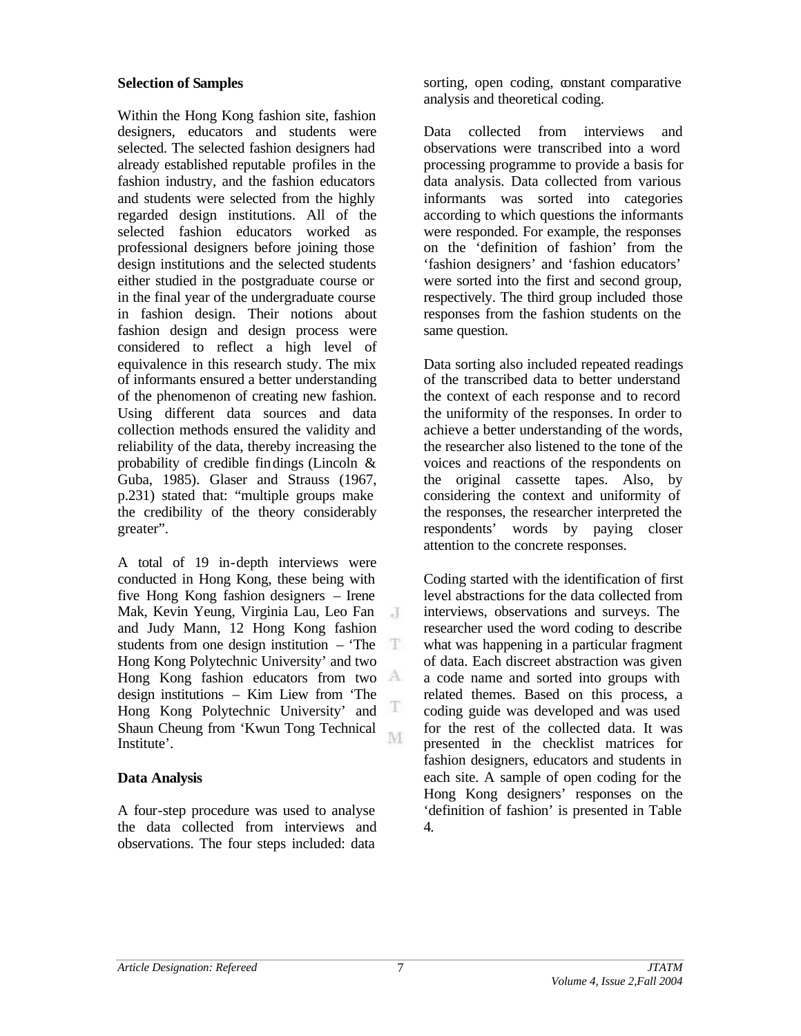**Selection of Samples**

Within the Hong Kong fashion site, fashion designers, educators and students were selected. The selected fashion designers had already established reputable profiles in the fashion industry, and the fashion educators and students were selected from the highly regarded design institutions. All of the selected fashion educators worked as professional designers before joining those design institutions and the selected students either studied in the postgraduate course or in the final year of the undergraduate course in fashion design. Their notions about fashion design and design process were considered to reflect a high level of equivalence in this research study. The mix of informants ensured a better understanding of the phenomenon of creating new fashion. Using different data sources and data collection methods ensured the validity and reliability of the data, thereby increasing the probability of credible findings (Lincoln & Guba, 1985). Glaser and Strauss (1967, p.231) stated that: "multiple groups make the credibility of the theory considerably greater".

A total of 19 in-depth interviews were conducted in Hong Kong, these being with five Hong Kong fashion designers – Irene Mak, Kevin Yeung, Virginia Lau, Leo Fan and Judy Mann, 12 Hong Kong fashion students from one design institution – 'The Hong Kong Polytechnic University' and two Hong Kong fashion educators from two design institutions – Kim Liew from 'The Hong Kong Polytechnic University' and Shaun Cheung from 'Kwun Tong Technical Institute'.

**Data Analysis**

A four-step procedure was used to analyse the data collected from interviews and observations. The four steps included: data sorting, open coding, constant comparative analysis and theoretical coding.

Data collected from interviews and observations were transcribed into a word processing programme to provide a basis for data analysis. Data collected from various informants was sorted into categories according to which questions the informants were responded. For example, the responses on the 'definition of fashion' from the 'fashion designers' and 'fashion educators' were sorted into the first and second group, respectively. The third group included those responses from the fashion students on the same question.

Data sorting also included repeated readings of the transcribed data to better understand the context of each response and to record the uniformity of the responses. In order to achieve a better understanding of the words, the researcher also listened to the tone of the voices and reactions of the respondents on the original cassette tapes. Also, by considering the context and uniformity of the responses, the researcher interpreted the respondents' words by paying closer attention to the concrete responses.

Coding started with the identification of first level abstractions for the data collected from interviews, observations and surveys. The researcher used the word coding to describe what was happening in a particular fragment of data. Each discreet abstraction was given a code name and sorted into groups with related themes. Based on this process, a coding guide was developed and was used for the rest of the collected data. It was presented in the checklist matrices for fashion designers, educators and students in each site. A sample of open coding for the Hong Kong designers' responses on the 'definition of fashion' is presented in Table 4.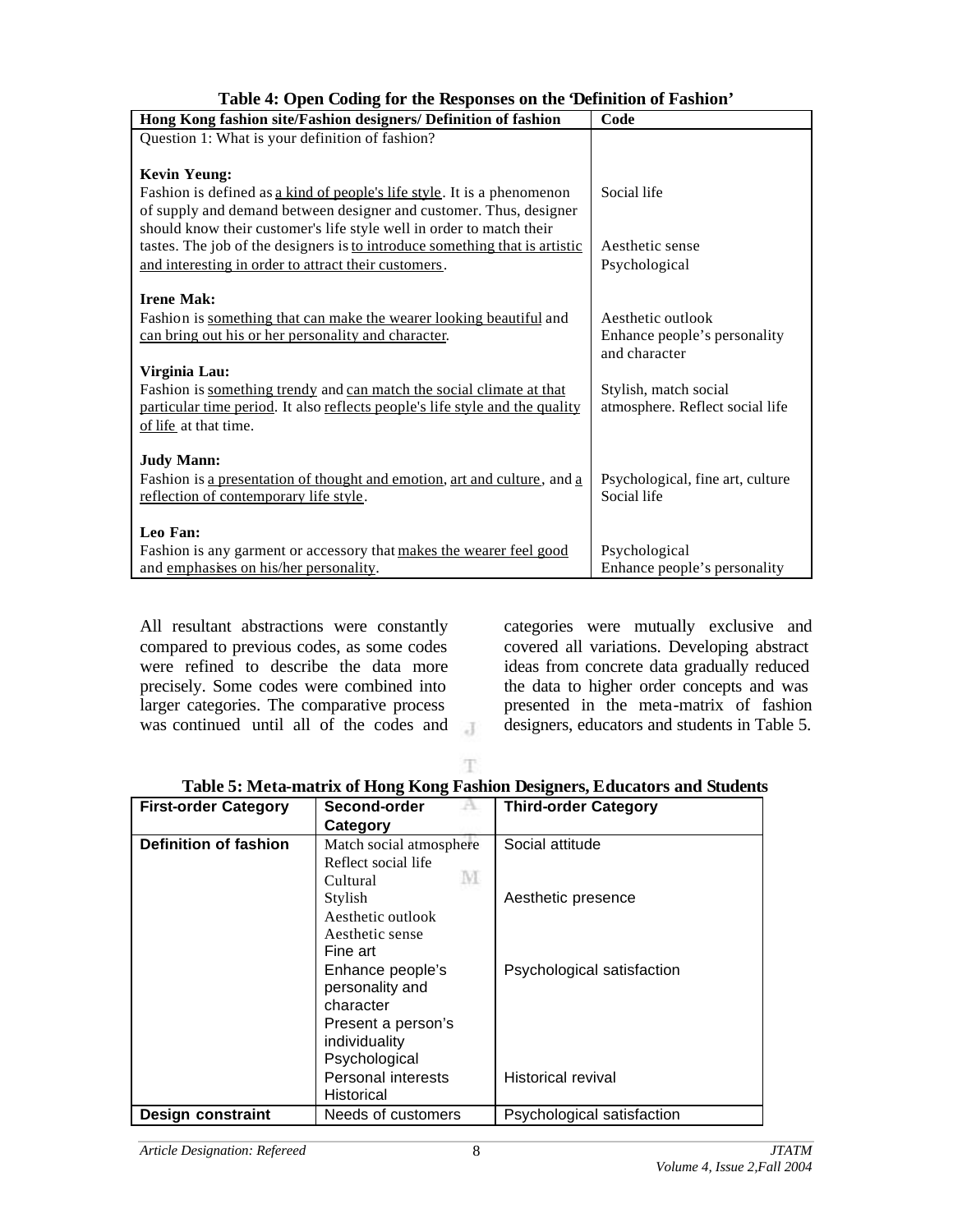**Table 4: Open Coding for the Responses on the 'Definition of Fashion'**

| Hong Kong fashion site/Fashion designers/ Definition of fashion | Code |
|---|---|
| Question 1: What is your definition of fashion? | |
| **Kevin Yeung:** Fashion is defined as a kind of people's life style. It is a phenomenon of supply and demand between designer and customer. Thus, designer should know their customer's life style well in order to match their tastes. The job of the designers is to introduce something that is artistic and interesting in order to attract their customers. | Social life<br>Aesthetic sense<br>Psychological |
| **Irene Mak:** Fashion is something that can make the wearer looking beautiful and can bring out his or her personality and character. | Aesthetic outlook<br>Enhance people's personality and character |
| **Virginia Lau:** Fashion is something trendy and can match the social climate at that particular time period. It also reflects people's life style and the quality of life at that time. | Stylish, match social atmosphere. Reflect social life |
| **Judy Mann:** Fashion is a presentation of thought and emotion, art and culture, and a reflection of contemporary life style. | Psychological, fine art, culture<br>Social life |
| **Leo Fan:** Fashion is any garment or accessory that makes the wearer feel good and emphasises on his/her personality. | Psychological<br>Enhance people's personality |

All resultant abstractions were constantly compared to previous codes, as some codes were refined to describe the data more precisely. Some codes were combined into larger categories. The comparative process was continued until all of the codes and categories were mutually exclusive and covered all variations. Developing abstract ideas from concrete data gradually reduced the data to higher order concepts and was presented in the meta-matrix of fashion designers, educators and students in Table 5.

**Table 5: Meta-matrix of Hong Kong Fashion Designers, Educators and Students**

| First-order Category | Second-order Category | Third-order Category |
|---|---|---|
| **Definition of fashion** | Match social atmosphere<br>Reflect social life<br>Cultural | Social attitude |
| | Stylish<br>Aesthetic outlook<br>Aesthetic sense<br>Fine art | Aesthetic presence |
| | Enhance people's personality and character<br>Present a person's individuality<br>Psychological | Psychological satisfaction |
| | Personal interests<br>Historical | Historical revival |
| **Design constraint** | Needs of customers | Psychological satisfaction |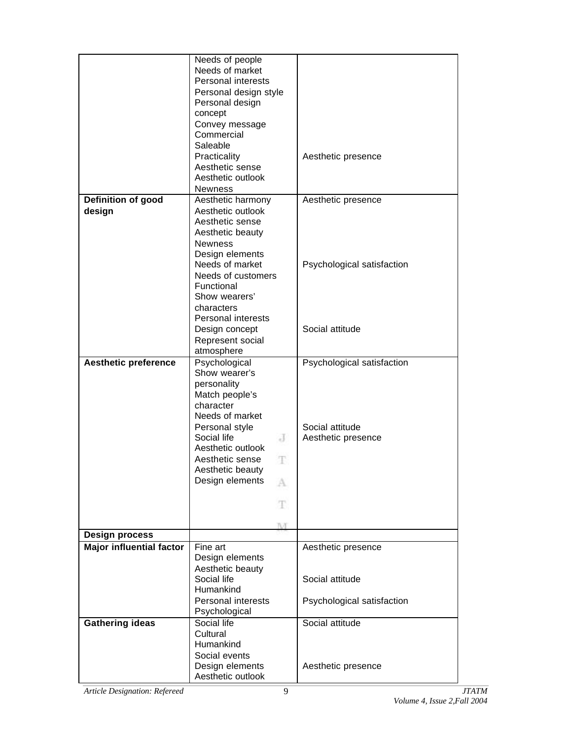| | | |
|---|---|---|
| | Needs of people<br>Needs of market<br>Personal interests<br>Personal design style<br>Personal design concept<br>Convey message<br>Commercial<br>Saleable<br>Practicality<br>Aesthetic sense<br>Aesthetic outlook<br>Newness | Aesthetic presence |
| **Definition of good design** | Aesthetic harmony<br>Aesthetic outlook<br>Aesthetic sense<br>Aesthetic beauty<br>Newness<br>Design elements<br>Needs of market<br>Needs of customers<br>Functional<br>Show wearers' characters<br>Personal interests<br>Design concept<br>Represent social atmosphere | Aesthetic presence<br><br>Psychological satisfaction<br><br>Social attitude |
| **Aesthetic preference** | Psychological<br>Show wearer's personality<br>Match people's character<br>Needs of market<br>Personal style<br>Social life<br>Aesthetic outlook<br>Aesthetic sense<br>Aesthetic beauty<br>Design elements | Psychological satisfaction<br><br>Social attitude<br>Aesthetic presence |
| **Design process** | | |
| **Major influential factor** | Fine art<br>Design elements<br>Aesthetic beauty<br>Social life<br>Humankind<br>Personal interests<br>Psychological | Aesthetic presence<br><br>Social attitude<br><br>Psychological satisfaction |
| **Gathering ideas** | Social life<br>Cultural<br>Humankind<br>Social events<br>Design elements<br>Aesthetic outlook | Social attitude<br><br>Aesthetic presence |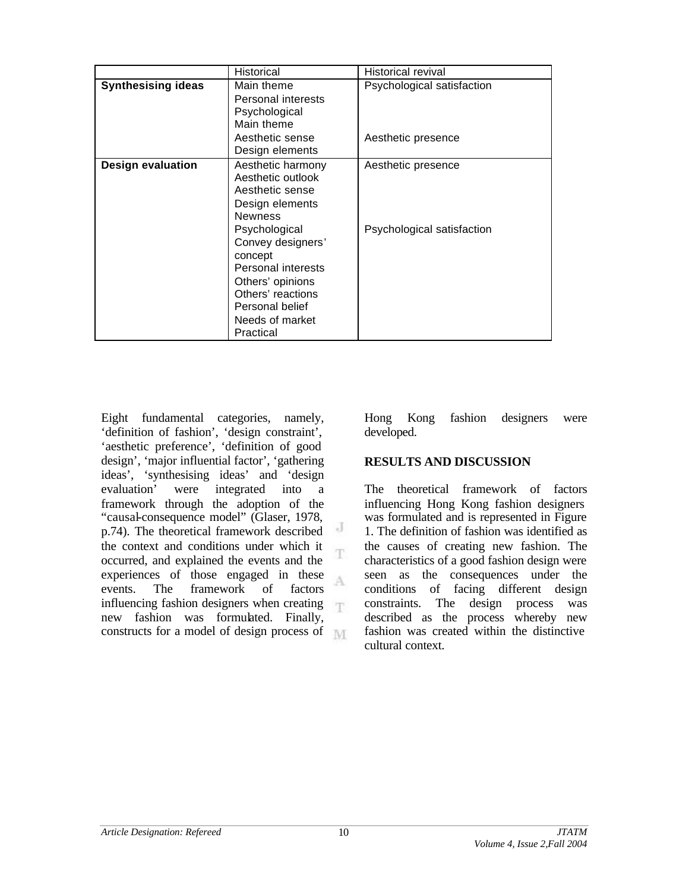| | Historical | Historical revival |
|---|---|---|
| **Synthesising ideas** | Main theme<br>Personal interests<br>Psychological<br>Main theme<br>Aesthetic sense<br>Design elements | Psychological satisfaction<br><br><br><br>Aesthetic presence |
| **Design evaluation** | Aesthetic harmony<br>Aesthetic outlook<br>Aesthetic sense<br>Design elements<br>Newness<br>Psychological<br>Convey designers' concept<br>Personal interests<br>Others' opinions<br>Others' reactions<br>Personal belief<br>Needs of market<br>Practical | Aesthetic presence<br><br><br><br><br>Psychological satisfaction |

Eight fundamental categories, namely, 'definition of fashion', 'design constraint', 'aesthetic preference', 'definition of good design', 'major influential factor', 'gathering ideas', 'synthesising ideas' and 'design evaluation' were integrated into a framework through the adoption of the "causal-consequence model" (Glaser, 1978, p.74). The theoretical framework described the context and conditions under which it occurred, and explained the events and the experiences of those engaged in these events. The framework of factors influencing fashion designers when creating new fashion was formulated. Finally, constructs for a model of design process of Hong Kong fashion designers were developed.

## RESULTS AND DISCUSSION

The theoretical framework of factors influencing Hong Kong fashion designers was formulated and is represented in Figure 1. The definition of fashion was identified as the causes of creating new fashion. The characteristics of a good fashion design were seen as the consequences under the conditions of facing different design constraints. The design process was described as the process whereby new fashion was created within the distinctive cultural context.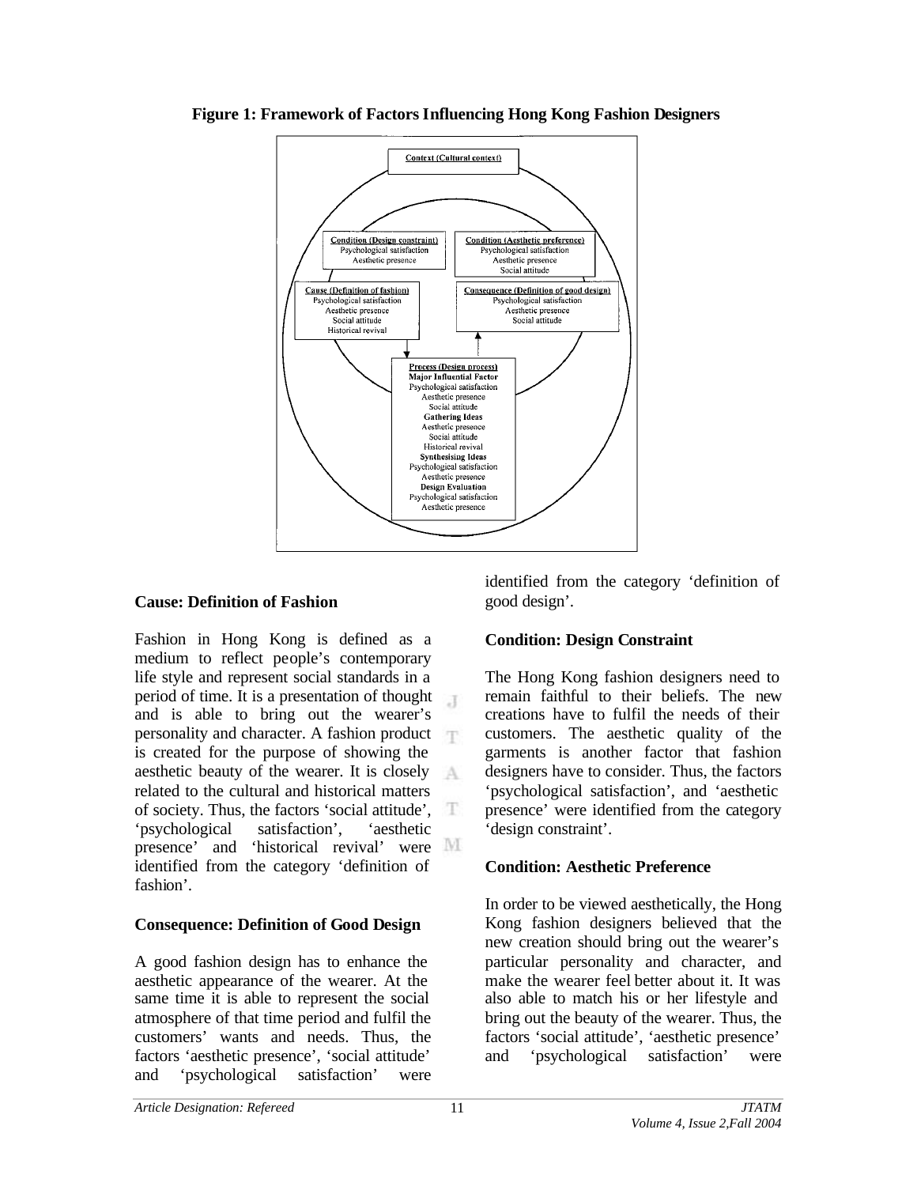**Figure 1: Framework of Factors Influencing Hong Kong Fashion Designers**

Context (Cultural context)

Condition (Design constraint)
Psychological satisfaction
Aesthetic presence

Condition (Aesthetic preference)
Psychological satisfaction
Aesthetic presence
Social attitude

Cause (Definition of fashion)
Psychological satisfaction
Aesthetic presence
Social attitude
Historical revival

Consequence (Definition of good design)
Psychological satisfaction
Aesthetic presence
Social attitude

Process (Design process)
**Major Influential Factor**
Psychological satisfaction
Aesthetic presence
Social attitude
**Gathering Ideas**
Aesthetic presence
Social attitude
Historical revival
**Synthesising Ideas**
Psychological satisfaction
Aesthetic presence
**Design Evaluation**
Psychological satisfaction
Aesthetic presence

### Cause: Definition of Fashion

Fashion in Hong Kong is defined as a medium to reflect people's contemporary life style and represent social standards in a period of time. It is a presentation of thought and is able to bring out the wearer's personality and character. A fashion product is created for the purpose of showing the aesthetic beauty of the wearer. It is closely related to the cultural and historical matters of society. Thus, the factors 'social attitude', 'psychological satisfaction', 'aesthetic presence' and 'historical revival' were identified from the category 'definition of fashion'.

### Consequence: Definition of Good Design

A good fashion design has to enhance the aesthetic appearance of the wearer. At the same time it is able to represent the social atmosphere of that time period and fulfil the customers' wants and needs. Thus, the factors 'aesthetic presence', 'social attitude' and 'psychological satisfaction' were identified from the category 'definition of good design'.

### Condition: Design Constraint

The Hong Kong fashion designers need to remain faithful to their beliefs. The new creations have to fulfil the needs of their customers. The aesthetic quality of the garments is another factor that fashion designers have to consider. Thus, the factors 'psychological satisfaction', and 'aesthetic presence' were identified from the category 'design constraint'.

### Condition: Aesthetic Preference

In order to be viewed aesthetically, the Hong Kong fashion designers believed that the new creation should bring out the wearer's particular personality and character, and make the wearer feel better about it. It was also able to match his or her lifestyle and bring out the beauty of the wearer. Thus, the factors 'social attitude', 'aesthetic presence' and 'psychological satisfaction' were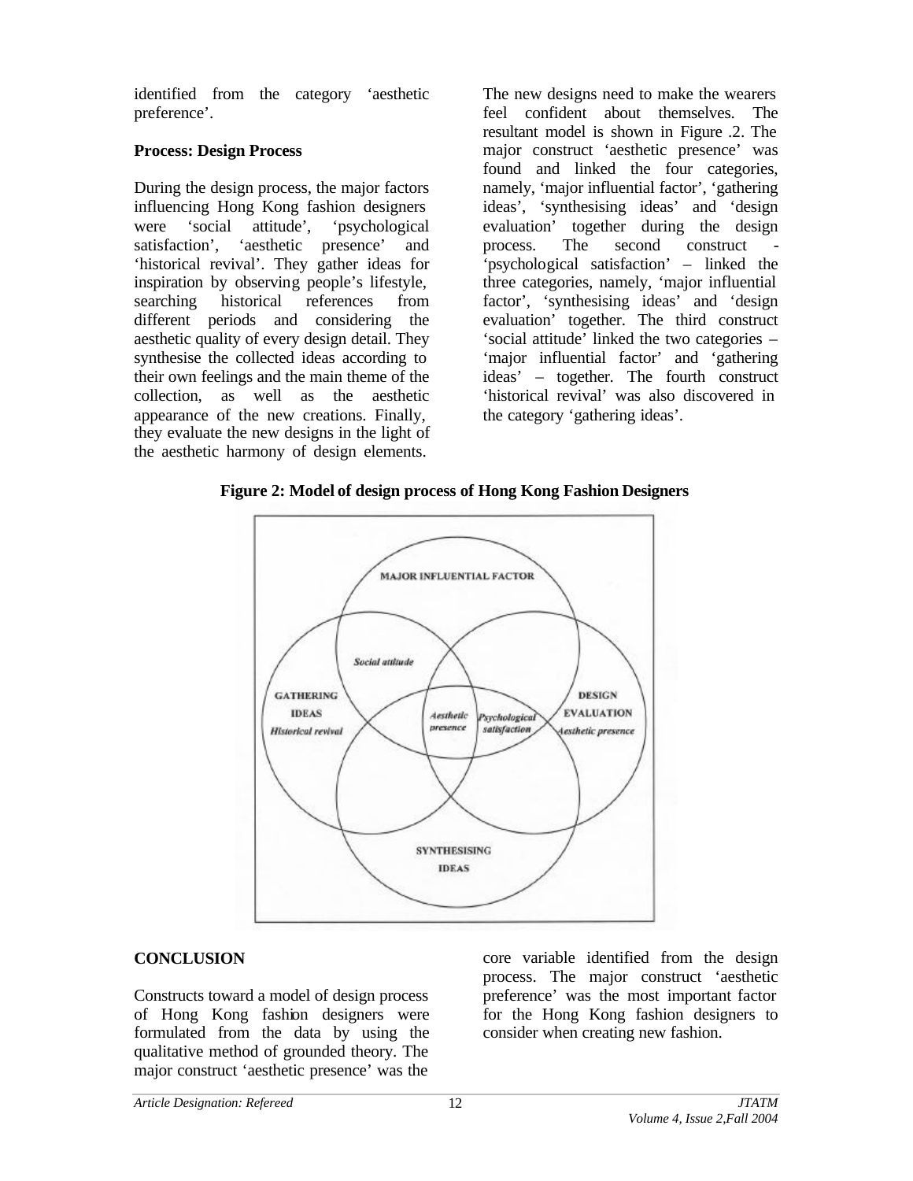identified from the category 'aesthetic preference'.

**Process: Design Process**

During the design process, the major factors influencing Hong Kong fashion designers were 'social attitude', 'psychological satisfaction', 'aesthetic presence' and 'historical revival'. They gather ideas for inspiration by observing people's lifestyle, searching historical references from different periods and considering the aesthetic quality of every design detail. They synthesise the collected ideas according to their own feelings and the main theme of the collection, as well as the aesthetic appearance of the new creations. Finally, they evaluate the new designs in the light of the aesthetic harmony of design elements. The new designs need to make the wearers feel confident about themselves. The resultant model is shown in Figure .2. The major construct 'aesthetic presence' was found and linked the four categories, namely, 'major influential factor', 'gathering ideas', 'synthesising ideas' and 'design evaluation' together during the design process. The second construct - 'psychological satisfaction' – linked the three categories, namely, 'major influential factor', 'synthesising ideas' and 'design evaluation' together. The third construct 'social attitude' linked the two categories – 'major influential factor' and 'gathering ideas' – together. The fourth construct 'historical revival' was also discovered in the category 'gathering ideas'.

**Figure 2: Model of design process of Hong Kong Fashion Designers**

## CONCLUSION

Constructs toward a model of design process of Hong Kong fashion designers were formulated from the data by using the qualitative method of grounded theory. The major construct 'aesthetic presence' was the core variable identified from the design process. The major construct 'aesthetic preference' was the most important factor for the Hong Kong fashion designers to consider when creating new fashion.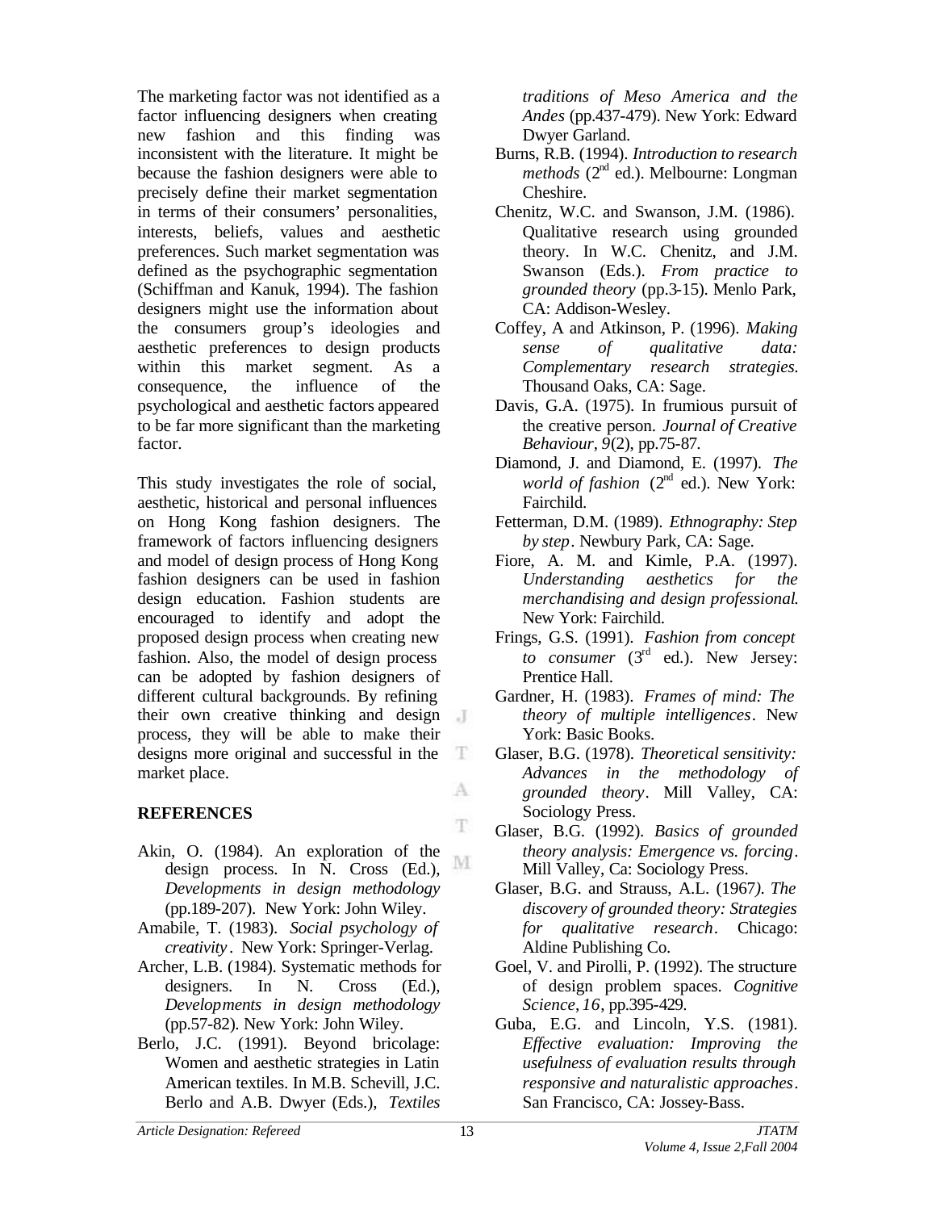The marketing factor was not identified as a factor influencing designers when creating new fashion and this finding was inconsistent with the literature. It might be because the fashion designers were able to precisely define their market segmentation in terms of their consumers' personalities, interests, beliefs, values and aesthetic preferences. Such market segmentation was defined as the psychographic segmentation (Schiffman and Kanuk, 1994). The fashion designers might use the information about the consumers group's ideologies and aesthetic preferences to design products within this market segment. As a consequence, the influence of the psychological and aesthetic factors appeared to be far more significant than the marketing factor.

This study investigates the role of social, aesthetic, historical and personal influences on Hong Kong fashion designers. The framework of factors influencing designers and model of design process of Hong Kong fashion designers can be used in fashion design education. Fashion students are encouraged to identify and adopt the proposed design process when creating new fashion. Also, the model of design process can be adopted by fashion designers of different cultural backgrounds. By refining their own creative thinking and design process, they will be able to make their designs more original and successful in the market place.

## REFERENCES

Akin, O. (1984). An exploration of the design process. In N. Cross (Ed.), *Developments in design methodology* (pp.189-207). New York: John Wiley.

Amabile, T. (1983). *Social psychology of creativity*. New York: Springer-Verlag.

Archer, L.B. (1984). Systematic methods for designers. In N. Cross (Ed.), *Developments in design methodology* (pp.57-82). New York: John Wiley.

Berlo, J.C. (1991). Beyond bricolage: Women and aesthetic strategies in Latin American textiles. In M.B. Schevill, J.C. Berlo and A.B. Dwyer (Eds.), *Textiles traditions of Meso America and the Andes* (pp.437-479). New York: Edward Dwyer Garland.

Burns, R.B. (1994). *Introduction to research methods* (2nd ed.). Melbourne: Longman Cheshire.

Chenitz, W.C. and Swanson, J.M. (1986). Qualitative research using grounded theory. In W.C. Chenitz, and J.M. Swanson (Eds.). *From practice to grounded theory* (pp.3-15). Menlo Park, CA: Addison-Wesley.

Coffey, A and Atkinson, P. (1996). *Making sense of qualitative data: Complementary research strategies.* Thousand Oaks, CA: Sage.

Davis, G.A. (1975). In frumious pursuit of the creative person. *Journal of Creative Behaviour*, *9*(2), pp.75-87.

Diamond, J. and Diamond, E. (1997). *The world of fashion* (2nd ed.). New York: Fairchild.

Fetterman, D.M. (1989). *Ethnography: Step by step*. Newbury Park, CA: Sage.

Fiore, A. M. and Kimle, P.A. (1997). *Understanding aesthetics for the merchandising and design professional*. New York: Fairchild.

Frings, G.S. (1991). *Fashion from concept to consumer* (3rd ed.). New Jersey: Prentice Hall.

Gardner, H. (1983). *Frames of mind: The theory of multiple intelligences*. New York: Basic Books.

Glaser, B.G. (1978). *Theoretical sensitivity: Advances in the methodology of grounded theory*. Mill Valley, CA: Sociology Press.

Glaser, B.G. (1992). *Basics of grounded theory analysis: Emergence vs. forcing*. Mill Valley, Ca: Sociology Press.

Glaser, B.G. and Strauss, A.L. (1967). *The discovery of grounded theory: Strategies for qualitative research*. Chicago: Aldine Publishing Co.

Goel, V. and Pirolli, P. (1992). The structure of design problem spaces. *Cognitive Science*, *16*, pp.395-429.

Guba, E.G. and Lincoln, Y.S. (1981). *Effective evaluation: Improving the usefulness of evaluation results through responsive and naturalistic approaches*. San Francisco, CA: Jossey-Bass.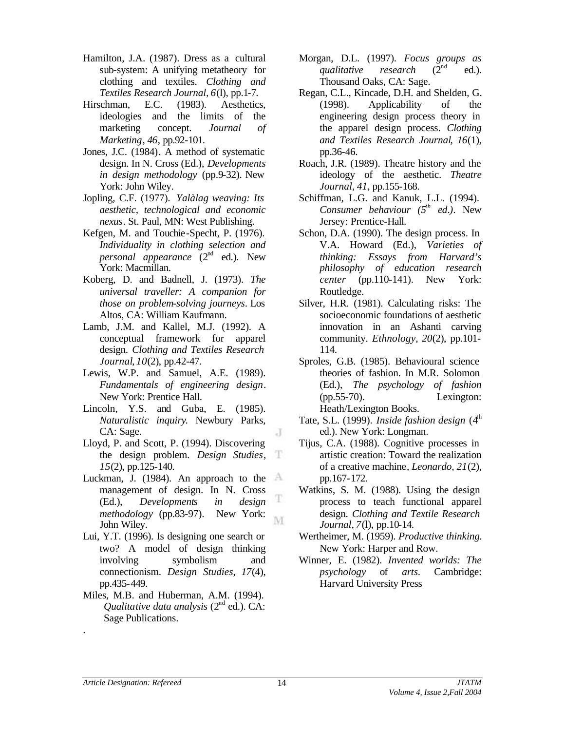Hamilton, J.A. (1987). Dress as a cultural sub-system: A unifying metatheory for clothing and textiles. *Clothing and Textiles Research Journal, 6*(l), pp.1-7.

Hirschman, E.C. (1983). Aesthetics, ideologies and the limits of the marketing concept. *Journal of Marketing, 46*, pp.92-101.

Jones, J.C. (1984). A method of systematic design. In N. Cross (Ed.), *Developments in design methodology* (pp.9-32). New York: John Wiley.

Jopling, C.F. (1977). *Yalàlag weaving: Its aesthetic, technological and economic nexus*. St. Paul, MN: West Publishing.

Kefgen, M. and Touchie-Specht, P. (1976). *Individuality in clothing selection and personal appearance* (2nd ed.). New York: Macmillan.

Koberg, D. and Badnell, J. (1973). *The universal traveller: A companion for those on problem-solving journeys*. Los Altos, CA: William Kaufmann.

Lamb, J.M. and Kallel, M.J. (1992). A conceptual framework for apparel design. *Clothing and Textiles Research Journal, 10*(2), pp.42-47.

Lewis, W.P. and Samuel, A.E. (1989). *Fundamentals of engineering design*. New York: Prentice Hall.

Lincoln, Y.S. and Guba, E. (1985). *Naturalistic inquiry*. Newbury Parks, CA: Sage.

Lloyd, P. and Scott, P. (1994). Discovering the design problem. *Design Studies*, *15*(2), pp.125-140.

Luckman, J. (1984). An approach to the management of design. In N. Cross (Ed.), *Developments in design methodology* (pp.83-97). New York: John Wiley.

Lui, Y.T. (1996). Is designing one search or two? A model of design thinking involving symbolism and connectionism. *Design Studies*, *17*(4), pp.435-449.

Miles, M.B. and Huberman, A.M. (1994). *Qualitative data analysis* (2nd ed.). CA: Sage Publications.

Morgan, D.L. (1997). *Focus groups as qualitative research* (2nd ed.). Thousand Oaks, CA: Sage.

Regan, C.L., Kincade, D.H. and Shelden, G. (1998). Applicability of the engineering design process theory in the apparel design process. *Clothing and Textiles Research Journal, 16*(1), pp.36-46.

Roach, J.R. (1989). Theatre history and the ideology of the aesthetic. *Theatre Journal, 41*, pp.155-168.

Schiffman, L.G. and Kanuk, L.L. (1994). *Consumer behaviour (5th ed.)*. New Jersey: Prentice-Hall.

Schon, D.A. (1990). The design process. In V.A. Howard (Ed.), *Varieties of thinking: Essays from Harvard's philosophy of education research center* (pp.110-141). New York: Routledge.

Silver, H.R. (1981). Calculating risks: The socioeconomic foundations of aesthetic innovation in an Ashanti carving community. *Ethnology, 20*(2), pp.101-114.

Sproles, G.B. (1985). Behavioural science theories of fashion. In M.R. Solomon (Ed.), *The psychology of fashion* (pp.55-70). Lexington: Heath/Lexington Books.

Tate, S.L. (1999). *Inside fashion design* (4th ed.). New York: Longman.

Tijus, C.A. (1988). Cognitive processes in artistic creation: Toward the realization of a creative machine, *Leonardo, 21*(2), pp.167-172.

Watkins, S. M. (1988). Using the design process to teach functional apparel design. *Clothing and Textile Research Journal, 7*(l), pp.10-14.

Wertheimer, M. (1959). *Productive thinking*. New York: Harper and Row.

Winner, E. (1982). *Invented worlds: The psychology of arts*. Cambridge: Harvard University Press